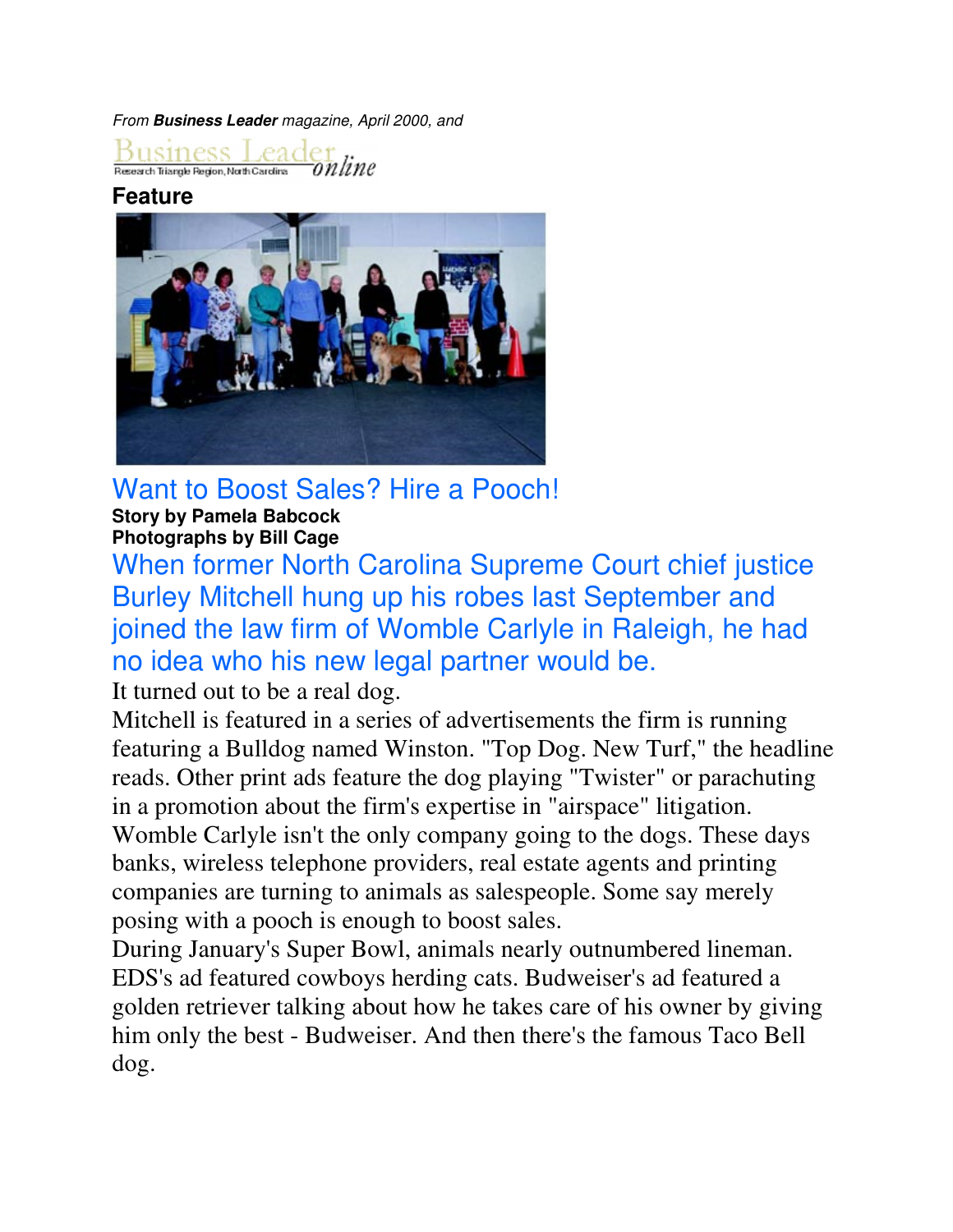*From **Business Leader** magazine, April 2000, and*

Business Leader online
Research Triangle Region, North Carolina

**Feature**

# Want to Boost Sales? Hire a Pooch!

**Story by Pamela Babcock**
**Photographs by Bill Cage**

## When former North Carolina Supreme Court chief justice Burley Mitchell hung up his robes last September and joined the law firm of Womble Carlyle in Raleigh, he had no idea who his new legal partner would be.

It turned out to be a real dog.

Mitchell is featured in a series of advertisements the firm is running featuring a Bulldog named Winston. "Top Dog. New Turf," the headline reads. Other print ads feature the dog playing "Twister" or parachuting in a promotion about the firm's expertise in "airspace" litigation.

Womble Carlyle isn't the only company going to the dogs. These days banks, wireless telephone providers, real estate agents and printing companies are turning to animals as salespeople. Some say merely posing with a pooch is enough to boost sales.

During January's Super Bowl, animals nearly outnumbered lineman. EDS's ad featured cowboys herding cats. Budweiser's ad featured a golden retriever talking about how he takes care of his owner by giving him only the best - Budweiser. And then there's the famous Taco Bell dog.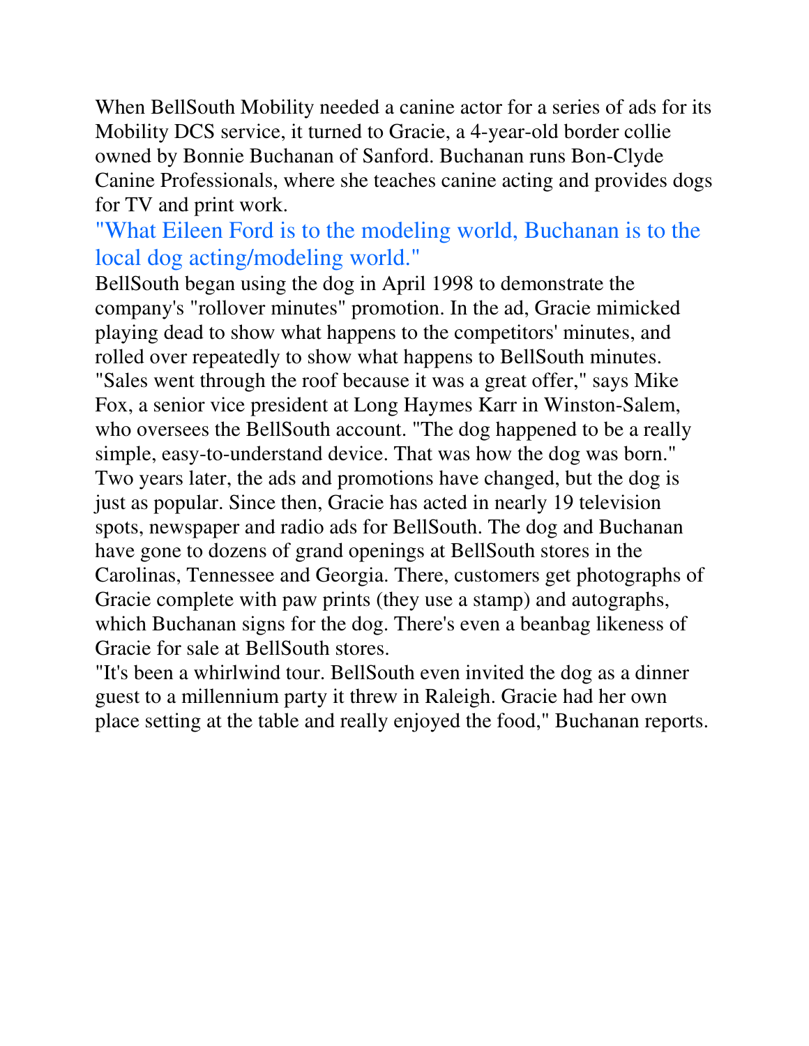When BellSouth Mobility needed a canine actor for a series of ads for its Mobility DCS service, it turned to Gracie, a 4-year-old border collie owned by Bonnie Buchanan of Sanford. Buchanan runs Bon-Clyde Canine Professionals, where she teaches canine acting and provides dogs for TV and print work.

"What Eileen Ford is to the modeling world, Buchanan is to the local dog acting/modeling world."

BellSouth began using the dog in April 1998 to demonstrate the company's "rollover minutes" promotion. In the ad, Gracie mimicked playing dead to show what happens to the competitors' minutes, and rolled over repeatedly to show what happens to BellSouth minutes. "Sales went through the roof because it was a great offer," says Mike Fox, a senior vice president at Long Haymes Karr in Winston-Salem, who oversees the BellSouth account. "The dog happened to be a really simple, easy-to-understand device. That was how the dog was born." Two years later, the ads and promotions have changed, but the dog is just as popular. Since then, Gracie has acted in nearly 19 television spots, newspaper and radio ads for BellSouth. The dog and Buchanan have gone to dozens of grand openings at BellSouth stores in the Carolinas, Tennessee and Georgia. There, customers get photographs of Gracie complete with paw prints (they use a stamp) and autographs, which Buchanan signs for the dog. There's even a beanbag likeness of Gracie for sale at BellSouth stores.

"It's been a whirlwind tour. BellSouth even invited the dog as a dinner guest to a millennium party it threw in Raleigh. Gracie had her own place setting at the table and really enjoyed the food," Buchanan reports.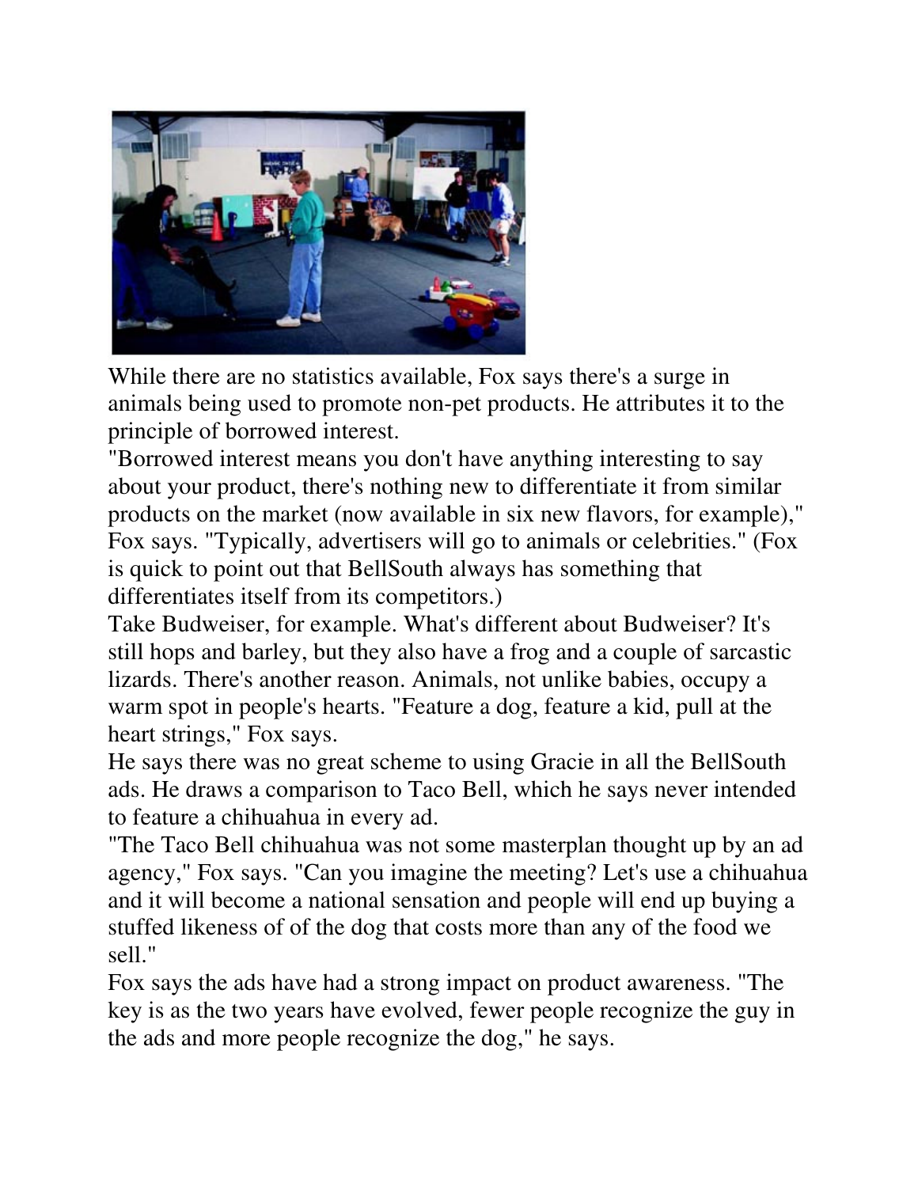While there are no statistics available, Fox says there's a surge in animals being used to promote non-pet products. He attributes it to the principle of borrowed interest.

"Borrowed interest means you don't have anything interesting to say about your product, there's nothing new to differentiate it from similar products on the market (now available in six new flavors, for example)," Fox says. "Typically, advertisers will go to animals or celebrities." (Fox is quick to point out that BellSouth always has something that differentiates itself from its competitors.)

Take Budweiser, for example. What's different about Budweiser? It's still hops and barley, but they also have a frog and a couple of sarcastic lizards. There's another reason. Animals, not unlike babies, occupy a warm spot in people's hearts. "Feature a dog, feature a kid, pull at the heart strings," Fox says.

He says there was no great scheme to using Gracie in all the BellSouth ads. He draws a comparison to Taco Bell, which he says never intended to feature a chihuahua in every ad.

"The Taco Bell chihuahua was not some masterplan thought up by an ad agency," Fox says. "Can you imagine the meeting? Let's use a chihuahua and it will become a national sensation and people will end up buying a stuffed likeness of of the dog that costs more than any of the food we sell."

Fox says the ads have had a strong impact on product awareness. "The key is as the two years have evolved, fewer people recognize the guy in the ads and more people recognize the dog," he says.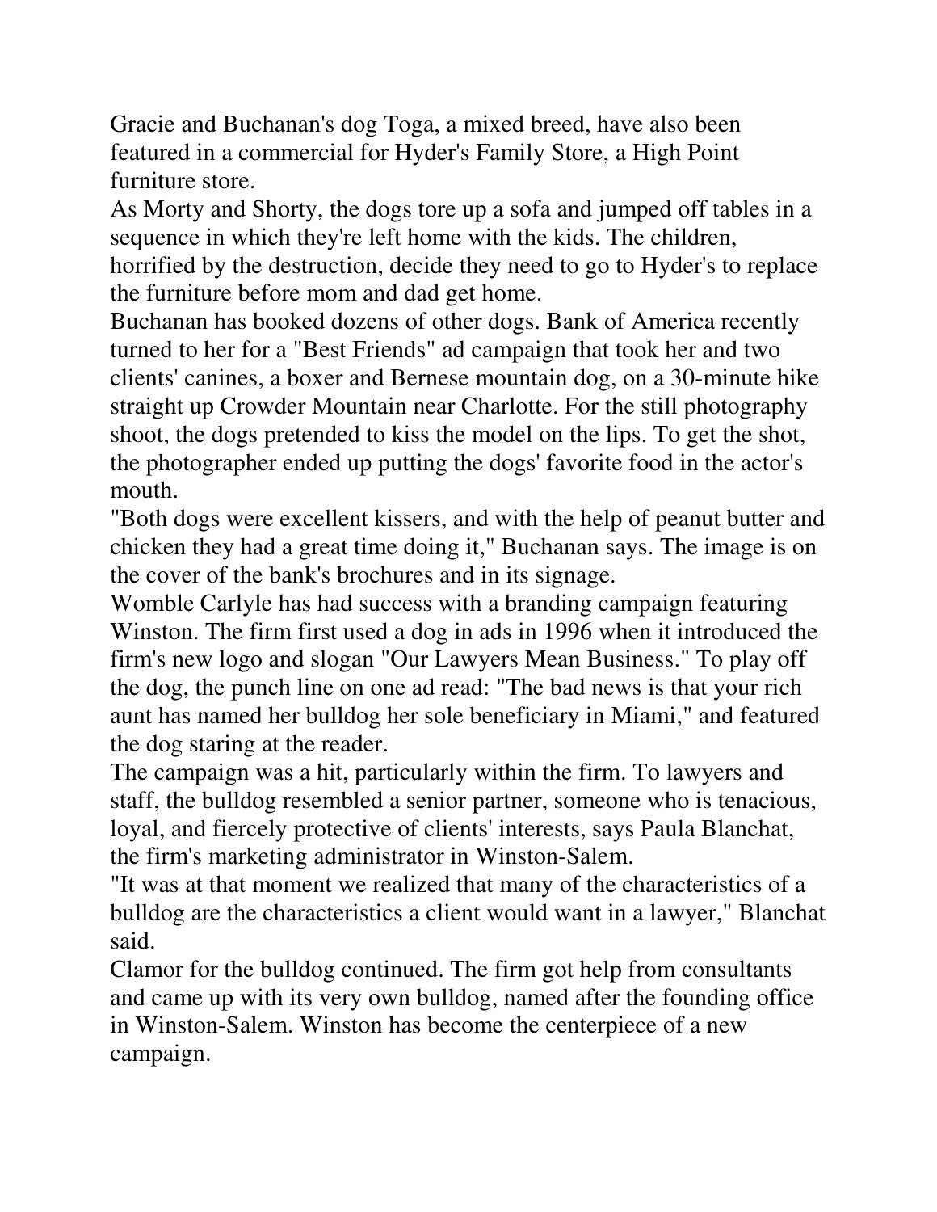Gracie and Buchanan's dog Toga, a mixed breed, have also been featured in a commercial for Hyder's Family Store, a High Point furniture store.

As Morty and Shorty, the dogs tore up a sofa and jumped off tables in a sequence in which they're left home with the kids. The children, horrified by the destruction, decide they need to go to Hyder's to replace the furniture before mom and dad get home.

Buchanan has booked dozens of other dogs. Bank of America recently turned to her for a "Best Friends" ad campaign that took her and two clients' canines, a boxer and Bernese mountain dog, on a 30-minute hike straight up Crowder Mountain near Charlotte. For the still photography shoot, the dogs pretended to kiss the model on the lips. To get the shot, the photographer ended up putting the dogs' favorite food in the actor's mouth.

"Both dogs were excellent kissers, and with the help of peanut butter and chicken they had a great time doing it," Buchanan says. The image is on the cover of the bank's brochures and in its signage.

Womble Carlyle has had success with a branding campaign featuring Winston. The firm first used a dog in ads in 1996 when it introduced the firm's new logo and slogan "Our Lawyers Mean Business." To play off the dog, the punch line on one ad read: "The bad news is that your rich aunt has named her bulldog her sole beneficiary in Miami," and featured the dog staring at the reader.

The campaign was a hit, particularly within the firm. To lawyers and staff, the bulldog resembled a senior partner, someone who is tenacious, loyal, and fiercely protective of clients' interests, says Paula Blanchat, the firm's marketing administrator in Winston-Salem.

"It was at that moment we realized that many of the characteristics of a bulldog are the characteristics a client would want in a lawyer," Blanchat said.

Clamor for the bulldog continued. The firm got help from consultants and came up with its very own bulldog, named after the founding office in Winston-Salem. Winston has become the centerpiece of a new campaign.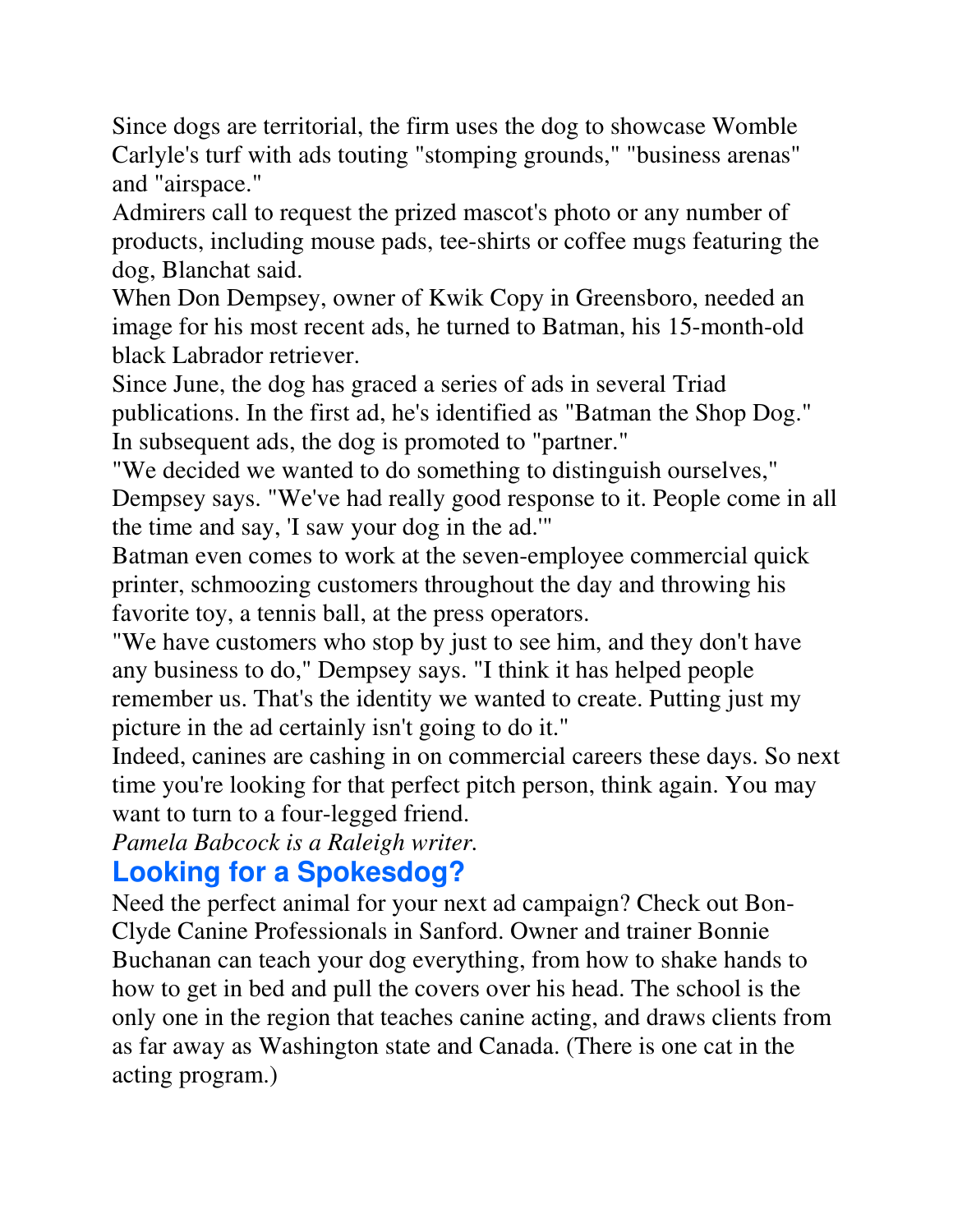Since dogs are territorial, the firm uses the dog to showcase Womble Carlyle's turf with ads touting "stomping grounds," "business arenas" and "airspace."

Admirers call to request the prized mascot's photo or any number of products, including mouse pads, tee-shirts or coffee mugs featuring the dog, Blanchat said.

When Don Dempsey, owner of Kwik Copy in Greensboro, needed an image for his most recent ads, he turned to Batman, his 15-month-old black Labrador retriever.

Since June, the dog has graced a series of ads in several Triad publications. In the first ad, he's identified as "Batman the Shop Dog." In subsequent ads, the dog is promoted to "partner."

"We decided we wanted to do something to distinguish ourselves," Dempsey says. "We've had really good response to it. People come in all the time and say, 'I saw your dog in the ad.'"

Batman even comes to work at the seven-employee commercial quick printer, schmoozing customers throughout the day and throwing his favorite toy, a tennis ball, at the press operators.

"We have customers who stop by just to see him, and they don't have any business to do," Dempsey says. "I think it has helped people remember us. That's the identity we wanted to create. Putting just my picture in the ad certainly isn't going to do it."

Indeed, canines are cashing in on commercial careers these days. So next time you're looking for that perfect pitch person, think again. You may want to turn to a four-legged friend.

*Pamela Babcock is a Raleigh writer.*

## Looking for a Spokesdog?

Need the perfect animal for your next ad campaign? Check out Bon-Clyde Canine Professionals in Sanford. Owner and trainer Bonnie Buchanan can teach your dog everything, from how to shake hands to how to get in bed and pull the covers over his head. The school is the only one in the region that teaches canine acting, and draws clients from as far away as Washington state and Canada. (There is one cat in the acting program.)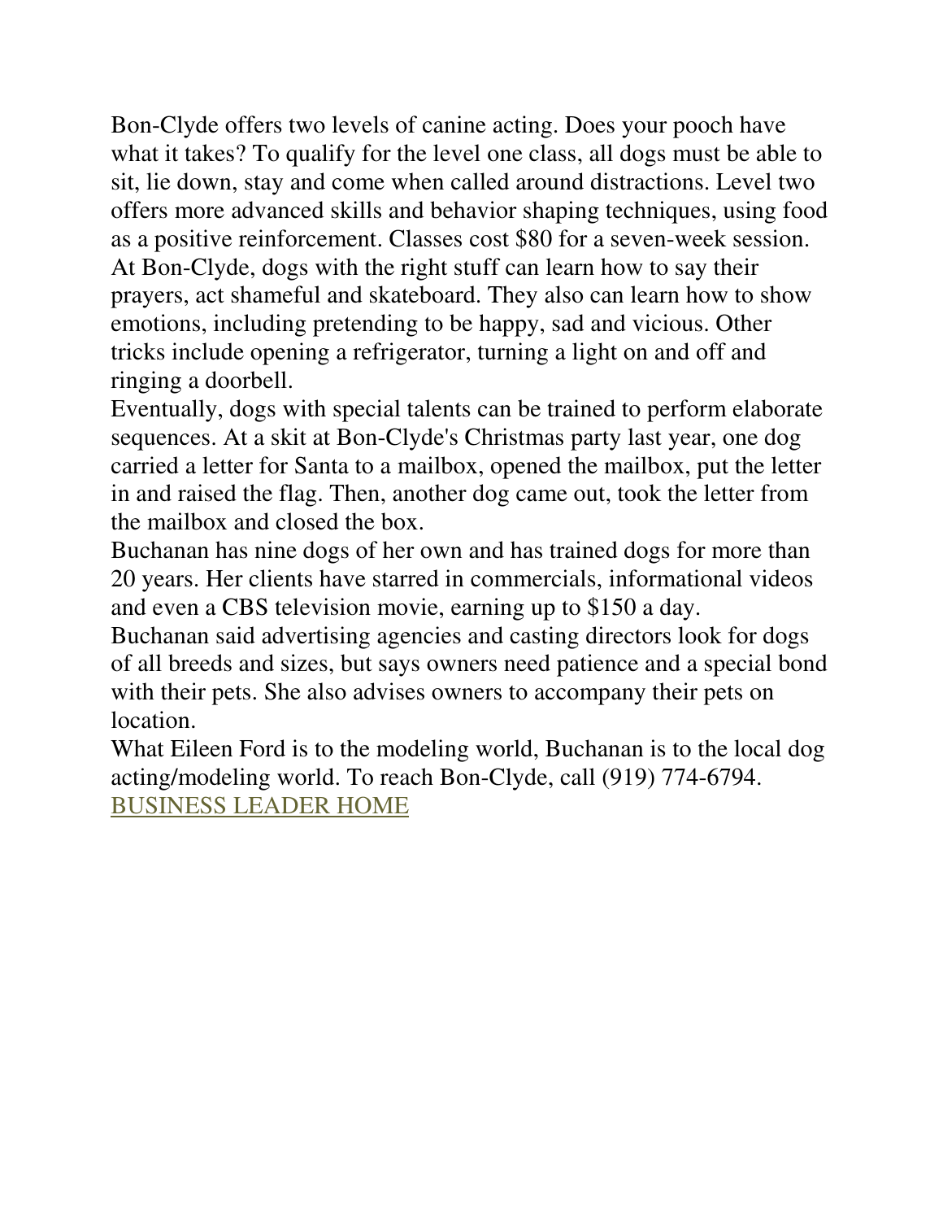Bon-Clyde offers two levels of canine acting. Does your pooch have what it takes? To qualify for the level one class, all dogs must be able to sit, lie down, stay and come when called around distractions. Level two offers more advanced skills and behavior shaping techniques, using food as a positive reinforcement. Classes cost $80 for a seven-week session.

At Bon-Clyde, dogs with the right stuff can learn how to say their prayers, act shameful and skateboard. They also can learn how to show emotions, including pretending to be happy, sad and vicious. Other tricks include opening a refrigerator, turning a light on and off and ringing a doorbell.

Eventually, dogs with special talents can be trained to perform elaborate sequences. At a skit at Bon-Clyde's Christmas party last year, one dog carried a letter for Santa to a mailbox, opened the mailbox, put the letter in and raised the flag. Then, another dog came out, took the letter from the mailbox and closed the box.

Buchanan has nine dogs of her own and has trained dogs for more than 20 years. Her clients have starred in commercials, informational videos and even a CBS television movie, earning up to $150 a day.

Buchanan said advertising agencies and casting directors look for dogs of all breeds and sizes, but says owners need patience and a special bond with their pets. She also advises owners to accompany their pets on location.

What Eileen Ford is to the modeling world, Buchanan is to the local dog acting/modeling world. To reach Bon-Clyde, call (919) 774-6794.

BUSINESS LEADER HOME